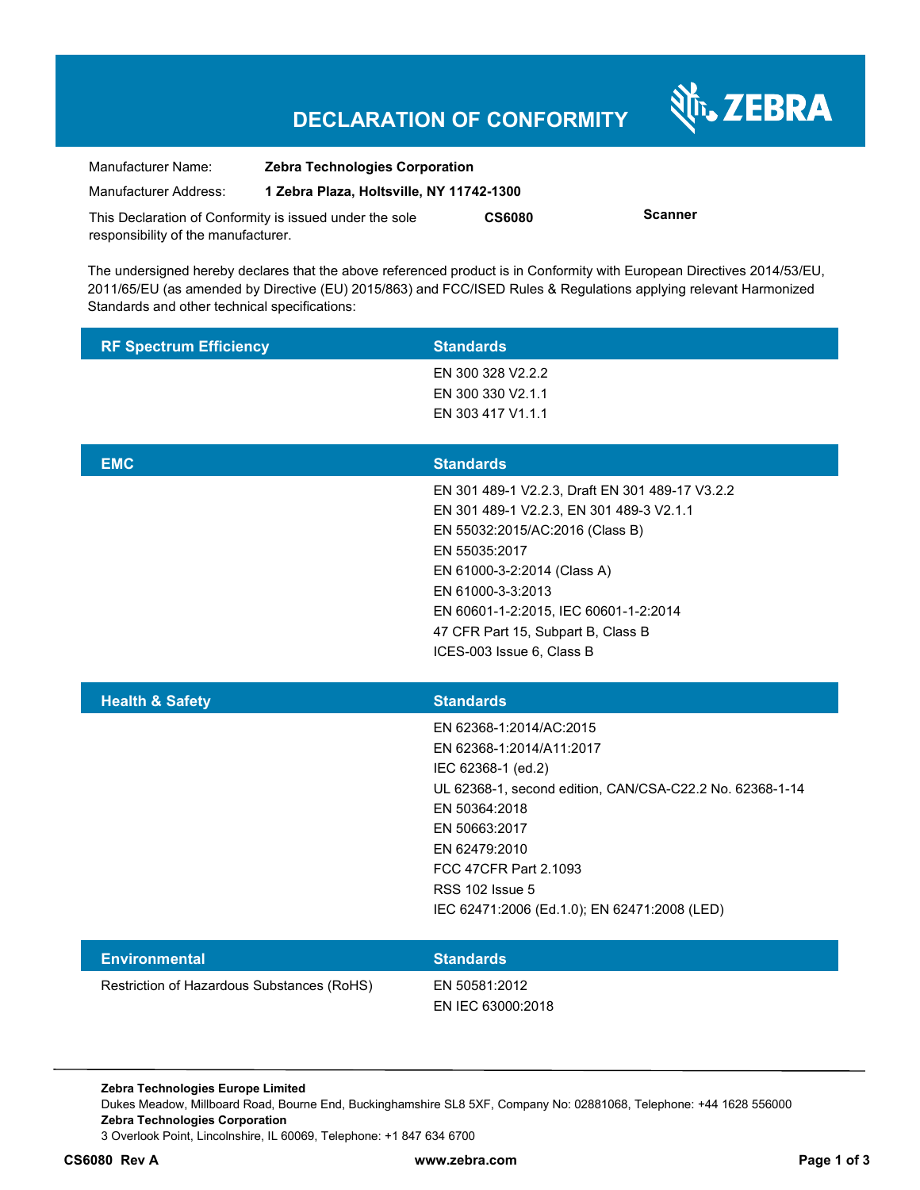# DECLARATION OF CONFORMITY

ZEBRA

| | |
|---|---|
| Manufacturer Name: | **Zebra Technologies Corporation** |
| Manufacturer Address: | **1 Zebra Plaza, Holtsville, NY 11742-1300** |

This Declaration of Conformity is issued under the sole responsibility of the manufacturer. **CS6080** **Scanner**

The undersigned hereby declares that the above referenced product is in Conformity with European Directives 2014/53/EU, 2011/65/EU (as amended by Directive (EU) 2015/863) and FCC/ISED Rules & Regulations applying relevant Harmonized Standards and other technical specifications:

| RF Spectrum Efficiency | Standards |
|---|---|
| | EN 300 328 V2.2.2<br>EN 300 330 V2.1.1<br>EN 303 417 V1.1.1 |

| EMC | Standards |
|---|---|
| | EN 301 489-1 V2.2.3, Draft EN 301 489-17 V3.2.2<br>EN 301 489-1 V2.2.3, EN 301 489-3 V2.1.1<br>EN 55032:2015/AC:2016 (Class B)<br>EN 55035:2017<br>EN 61000-3-2:2014 (Class A)<br>EN 61000-3-3:2013<br>EN 60601-1-2:2015, IEC 60601-1-2:2014<br>47 CFR Part 15, Subpart B, Class B<br>ICES-003 Issue 6, Class B |

| Health & Safety | Standards |
|---|---|
| | EN 62368-1:2014/AC:2015<br>EN 62368-1:2014/A11:2017<br>IEC 62368-1 (ed.2)<br>UL 62368-1, second edition, CAN/CSA-C22.2 No. 62368-1-14<br>EN 50364:2018<br>EN 50663:2017<br>EN 62479:2010<br>FCC 47CFR Part 2.1093<br>RSS 102 Issue 5<br>IEC 62471:2006 (Ed.1.0); EN 62471:2008 (LED) |

| Environmental | Standards |
|---|---|
| Restriction of Hazardous Substances (RoHS) | EN 50581:2012<br>EN IEC 63000:2018 |

**Zebra Technologies Europe Limited**
Dukes Meadow, Millboard Road, Bourne End, Buckinghamshire SL8 5XF, Company No: 02881068, Telephone: +44 1628 556000
**Zebra Technologies Corporation**
3 Overlook Point, Lincolnshire, IL 60069, Telephone: +1 847 634 6700

**CS6080 Rev A** **www.zebra.com**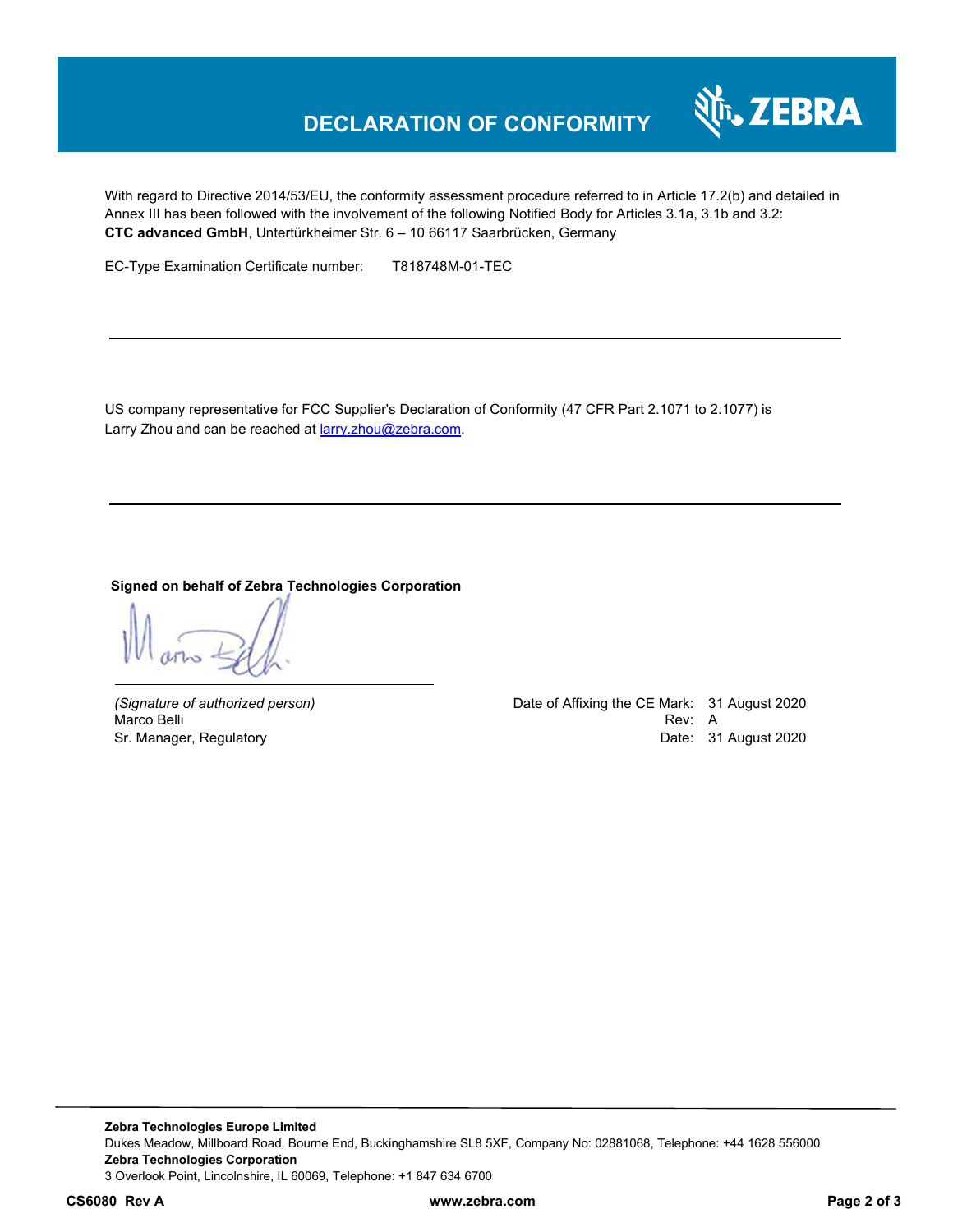# DECLARATION OF CONFORMITY

With regard to Directive 2014/53/EU, the conformity assessment procedure referred to in Article 17.2(b) and detailed in Annex III has been followed with the involvement of the following Notified Body for Articles 3.1a, 3.1b and 3.2:
**CTC advanced GmbH**, Untertürkheimer Str. 6 – 10 66117 Saarbrücken, Germany

EC-Type Examination Certificate number: T818748M-01-TEC

---

US company representative for FCC Supplier's Declaration of Conformity (47 CFR Part 2.1071 to 2.1077) is Larry Zhou and can be reached at larry.zhou@zebra.com.

---

**Signed on behalf of Zebra Technologies Corporation**

*(Signature of authorized person)*
Marco Belli
Sr. Manager, Regulatory

Date of Affixing the CE Mark: 31 August 2020
Rev: A
Date: 31 August 2020

---

**Zebra Technologies Europe Limited**
Dukes Meadow, Millboard Road, Bourne End, Buckinghamshire SL8 5XF, Company No: 02881068, Telephone: +44 1628 556000
**Zebra Technologies Corporation**
3 Overlook Point, Lincolnshire, IL 60069, Telephone: +1 847 634 6700

**CS6080 Rev A** **www.zebra.com**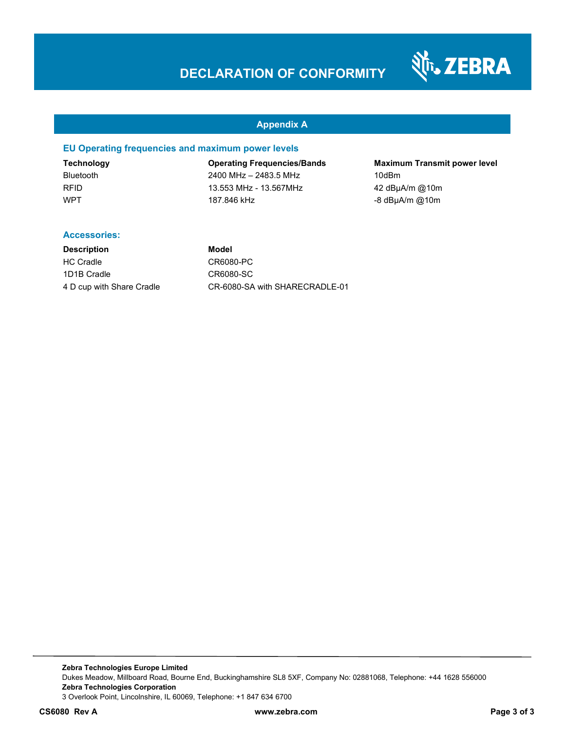# DECLARATION OF CONFORMITY

## Appendix A

### EU Operating frequencies and maximum power levels

| Technology | Operating Frequencies/Bands | Maximum Transmit power level |
|---|---|---|
| Bluetooth | 2400 MHz – 2483.5 MHz | 10dBm |
| RFID | 13.553 MHz - 13.567MHz | 42 dBµA/m @10m |
| WPT | 187.846 kHz | -8 dBµA/m @10m |

### Accessories:

| Description | Model |
|---|---|
| HC Cradle | CR6080-PC |
| 1D1B Cradle | CR6080-SC |
| 4 D cup with Share Cradle | CR-6080-SA with SHARECRADLE-01 |

**Zebra Technologies Europe Limited**
Dukes Meadow, Millboard Road, Bourne End, Buckinghamshire SL8 5XF, Company No: 02881068, Telephone: +44 1628 556000
**Zebra Technologies Corporation**
3 Overlook Point, Lincolnshire, IL 60069, Telephone: +1 847 634 6700

**CS6080 Rev A** **www.zebra.com**